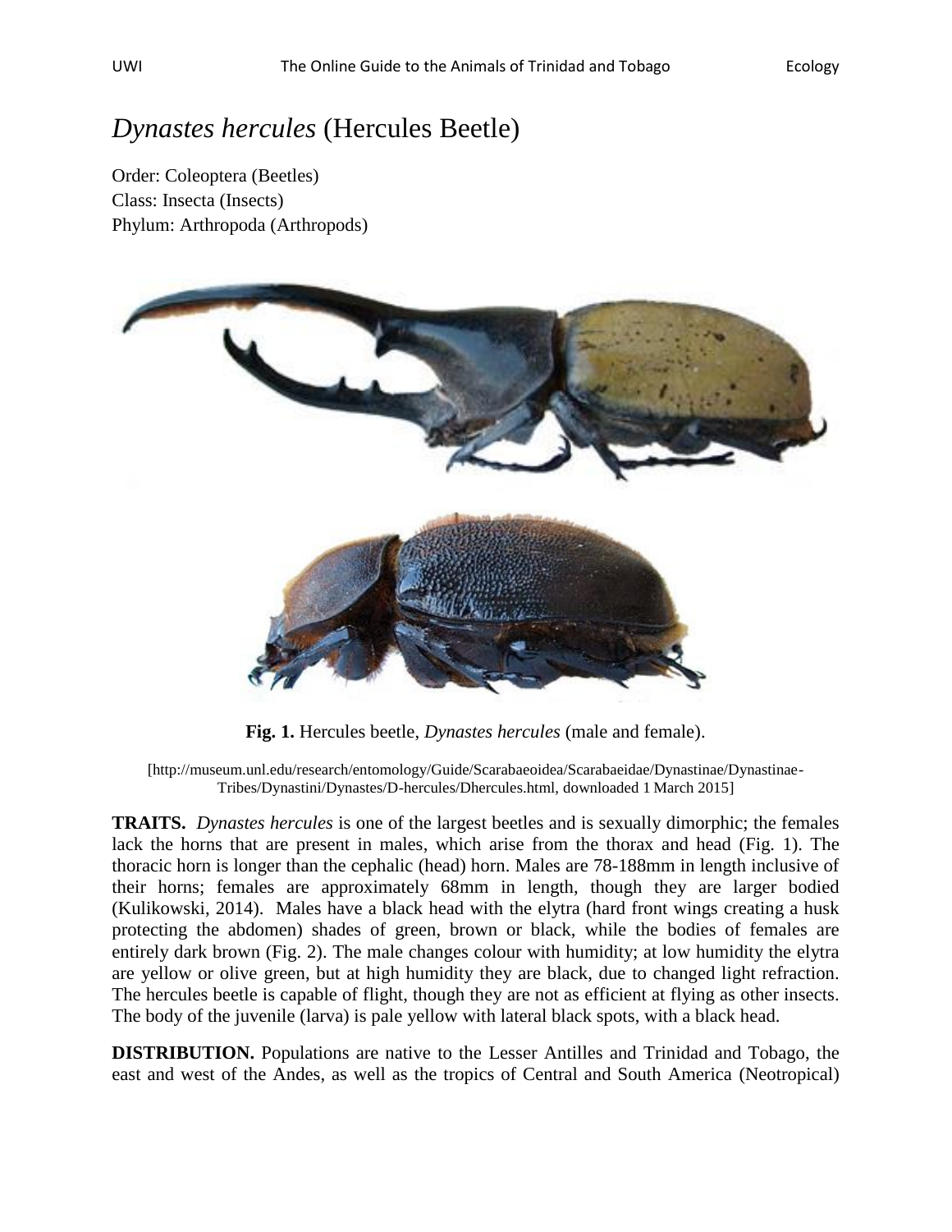# *Dynastes hercules* (Hercules Beetle)

Order: Coleoptera (Beetles)
Class: Insecta (Insects)
Phylum: Arthropoda (Arthropods)

**Fig. 1.** Hercules beetle, *Dynastes hercules* (male and female).

[http://museum.unl.edu/research/entomology/Guide/Scarabaeoidea/Scarabaeidae/Dynastinae/Dynastinae-Tribes/Dynastini/Dynastes/D-hercules/Dhercules.html, downloaded 1 March 2015]

**TRAITS.** *Dynastes hercules* is one of the largest beetles and is sexually dimorphic; the females lack the horns that are present in males, which arise from the thorax and head (Fig. 1). The thoracic horn is longer than the cephalic (head) horn. Males are 78-188mm in length inclusive of their horns; females are approximately 68mm in length, though they are larger bodied (Kulikowski, 2014). Males have a black head with the elytra (hard front wings creating a husk protecting the abdomen) shades of green, brown or black, while the bodies of females are entirely dark brown (Fig. 2). The male changes colour with humidity; at low humidity the elytra are yellow or olive green, but at high humidity they are black, due to changed light refraction. The hercules beetle is capable of flight, though they are not as efficient at flying as other insects. The body of the juvenile (larva) is pale yellow with lateral black spots, with a black head.

**DISTRIBUTION.** Populations are native to the Lesser Antilles and Trinidad and Tobago, the east and west of the Andes, as well as the tropics of Central and South America (Neotropical)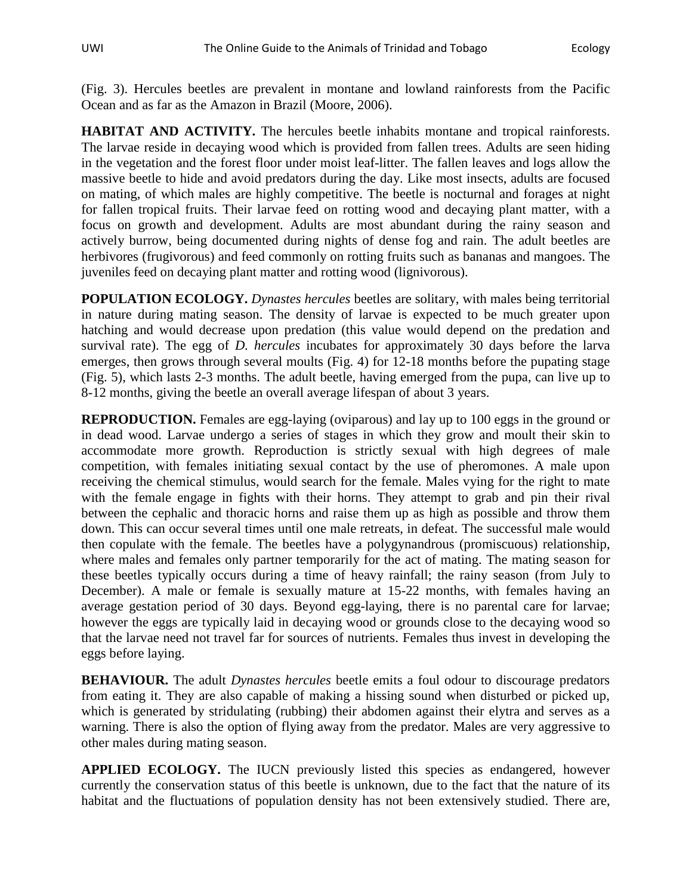(Fig. 3). Hercules beetles are prevalent in montane and lowland rainforests from the Pacific Ocean and as far as the Amazon in Brazil (Moore, 2006).

**HABITAT AND ACTIVITY.** The hercules beetle inhabits montane and tropical rainforests. The larvae reside in decaying wood which is provided from fallen trees. Adults are seen hiding in the vegetation and the forest floor under moist leaf-litter. The fallen leaves and logs allow the massive beetle to hide and avoid predators during the day. Like most insects, adults are focused on mating, of which males are highly competitive. The beetle is nocturnal and forages at night for fallen tropical fruits. Their larvae feed on rotting wood and decaying plant matter, with a focus on growth and development. Adults are most abundant during the rainy season and actively burrow, being documented during nights of dense fog and rain. The adult beetles are herbivores (frugivorous) and feed commonly on rotting fruits such as bananas and mangoes. The juveniles feed on decaying plant matter and rotting wood (lignivorous).

**POPULATION ECOLOGY.** *Dynastes hercules* beetles are solitary, with males being territorial in nature during mating season. The density of larvae is expected to be much greater upon hatching and would decrease upon predation (this value would depend on the predation and survival rate). The egg of *D. hercules* incubates for approximately 30 days before the larva emerges, then grows through several moults (Fig. 4) for 12-18 months before the pupating stage (Fig. 5), which lasts 2-3 months. The adult beetle, having emerged from the pupa, can live up to 8-12 months, giving the beetle an overall average lifespan of about 3 years.

**REPRODUCTION.** Females are egg-laying (oviparous) and lay up to 100 eggs in the ground or in dead wood. Larvae undergo a series of stages in which they grow and moult their skin to accommodate more growth. Reproduction is strictly sexual with high degrees of male competition, with females initiating sexual contact by the use of pheromones. A male upon receiving the chemical stimulus, would search for the female. Males vying for the right to mate with the female engage in fights with their horns. They attempt to grab and pin their rival between the cephalic and thoracic horns and raise them up as high as possible and throw them down. This can occur several times until one male retreats, in defeat. The successful male would then copulate with the female. The beetles have a polygynandrous (promiscuous) relationship, where males and females only partner temporarily for the act of mating. The mating season for these beetles typically occurs during a time of heavy rainfall; the rainy season (from July to December). A male or female is sexually mature at 15-22 months, with females having an average gestation period of 30 days. Beyond egg-laying, there is no parental care for larvae; however the eggs are typically laid in decaying wood or grounds close to the decaying wood so that the larvae need not travel far for sources of nutrients. Females thus invest in developing the eggs before laying.

**BEHAVIOUR.** The adult *Dynastes hercules* beetle emits a foul odour to discourage predators from eating it. They are also capable of making a hissing sound when disturbed or picked up, which is generated by stridulating (rubbing) their abdomen against their elytra and serves as a warning. There is also the option of flying away from the predator. Males are very aggressive to other males during mating season.

**APPLIED ECOLOGY.** The IUCN previously listed this species as endangered, however currently the conservation status of this beetle is unknown, due to the fact that the nature of its habitat and the fluctuations of population density has not been extensively studied. There are,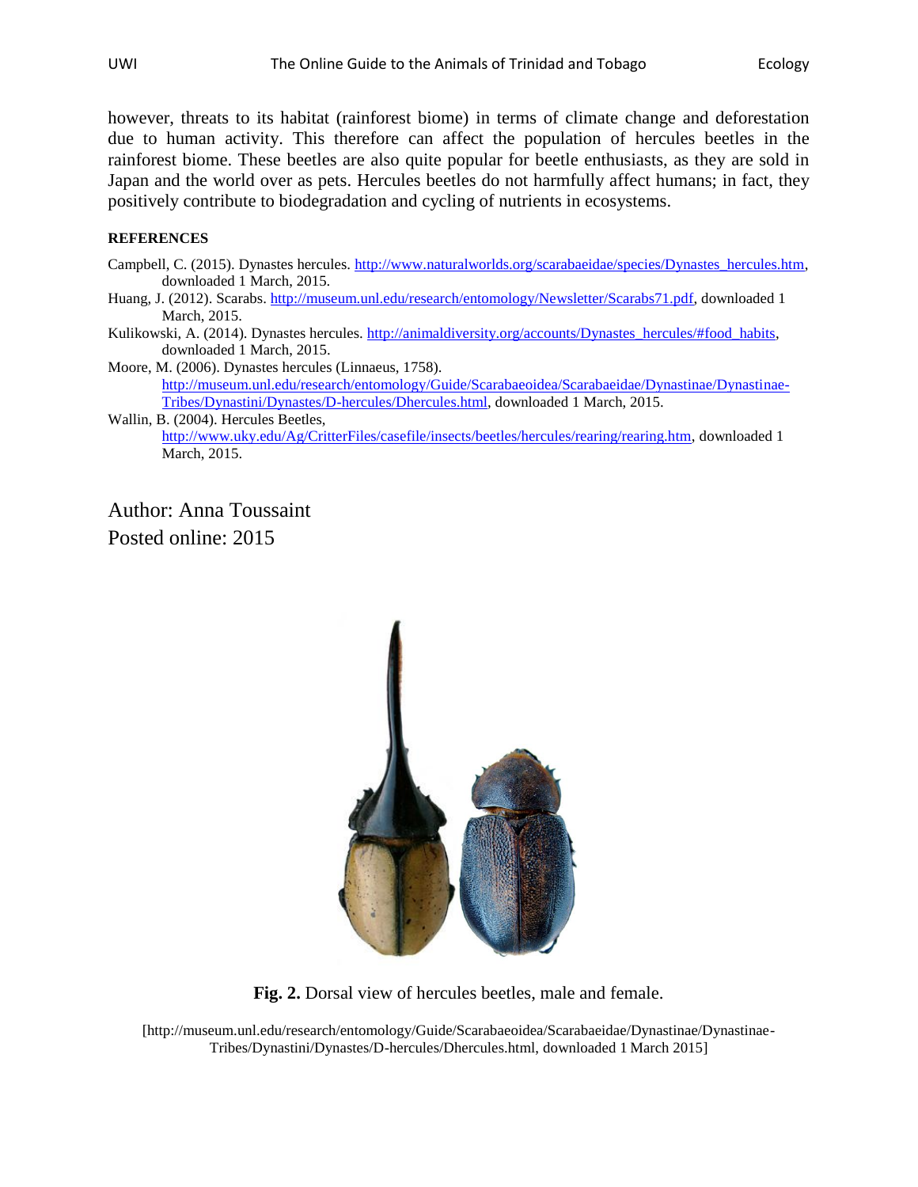however, threats to its habitat (rainforest biome) in terms of climate change and deforestation due to human activity. This therefore can affect the population of hercules beetles in the rainforest biome. These beetles are also quite popular for beetle enthusiasts, as they are sold in Japan and the world over as pets. Hercules beetles do not harmfully affect humans; in fact, they positively contribute to biodegradation and cycling of nutrients in ecosystems.

**REFERENCES**

Campbell, C. (2015). Dynastes hercules. http://www.naturalworlds.org/scarabaeidae/species/Dynastes_hercules.htm, downloaded 1 March, 2015.

Huang, J. (2012). Scarabs. http://museum.unl.edu/research/entomology/Newsletter/Scarabs71.pdf, downloaded 1 March, 2015.

Kulikowski, A. (2014). Dynastes hercules. http://animaldiversity.org/accounts/Dynastes_hercules/#food_habits, downloaded 1 March, 2015.

Moore, M. (2006). Dynastes hercules (Linnaeus, 1758). http://museum.unl.edu/research/entomology/Guide/Scarabaeoidea/Scarabaeidae/Dynastinae/Dynastinae-Tribes/Dynastini/Dynastes/D-hercules/Dhercules.html, downloaded 1 March, 2015.

Wallin, B. (2004). Hercules Beetles, http://www.uky.edu/Ag/CritterFiles/casefile/insects/beetles/hercules/rearing/rearing.htm, downloaded 1 March, 2015.

Author: Anna Toussaint
Posted online: 2015

**Fig. 2.** Dorsal view of hercules beetles, male and female.

[http://museum.unl.edu/research/entomology/Guide/Scarabaeoidea/Scarabaeidae/Dynastinae/Dynastinae-Tribes/Dynastini/Dynastes/D-hercules/Dhercules.html, downloaded 1 March 2015]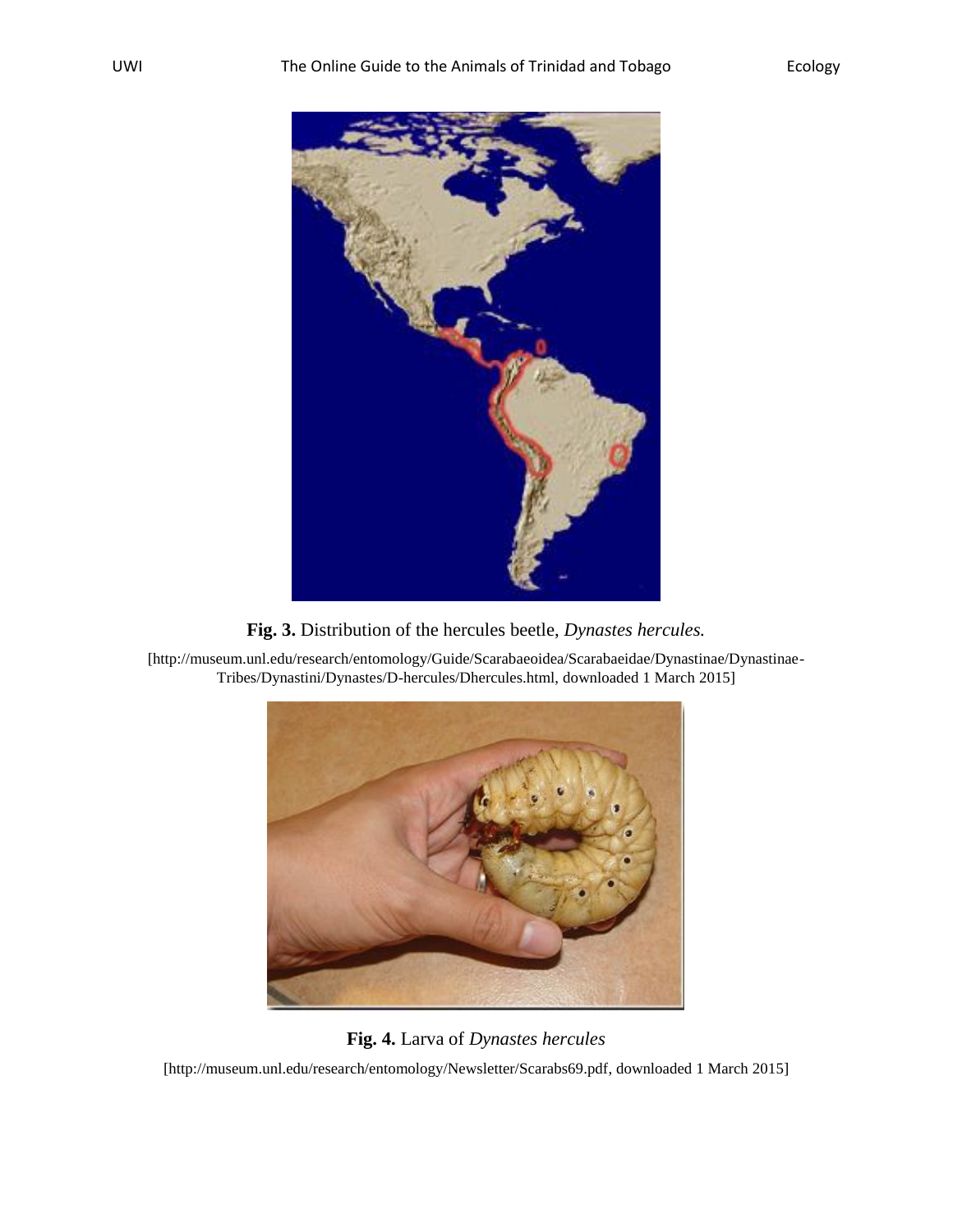**Fig. 3.** Distribution of the hercules beetle, *Dynastes hercules.*

[http://museum.unl.edu/research/entomology/Guide/Scarabaeoidea/Scarabaeidae/Dynastinae/Dynastinae-Tribes/Dynastini/Dynastes/D-hercules/Dhercules.html, downloaded 1 March 2015]

**Fig. 4.** Larva of *Dynastes hercules*

[http://museum.unl.edu/research/entomology/Newsletter/Scarabs69.pdf, downloaded 1 March 2015]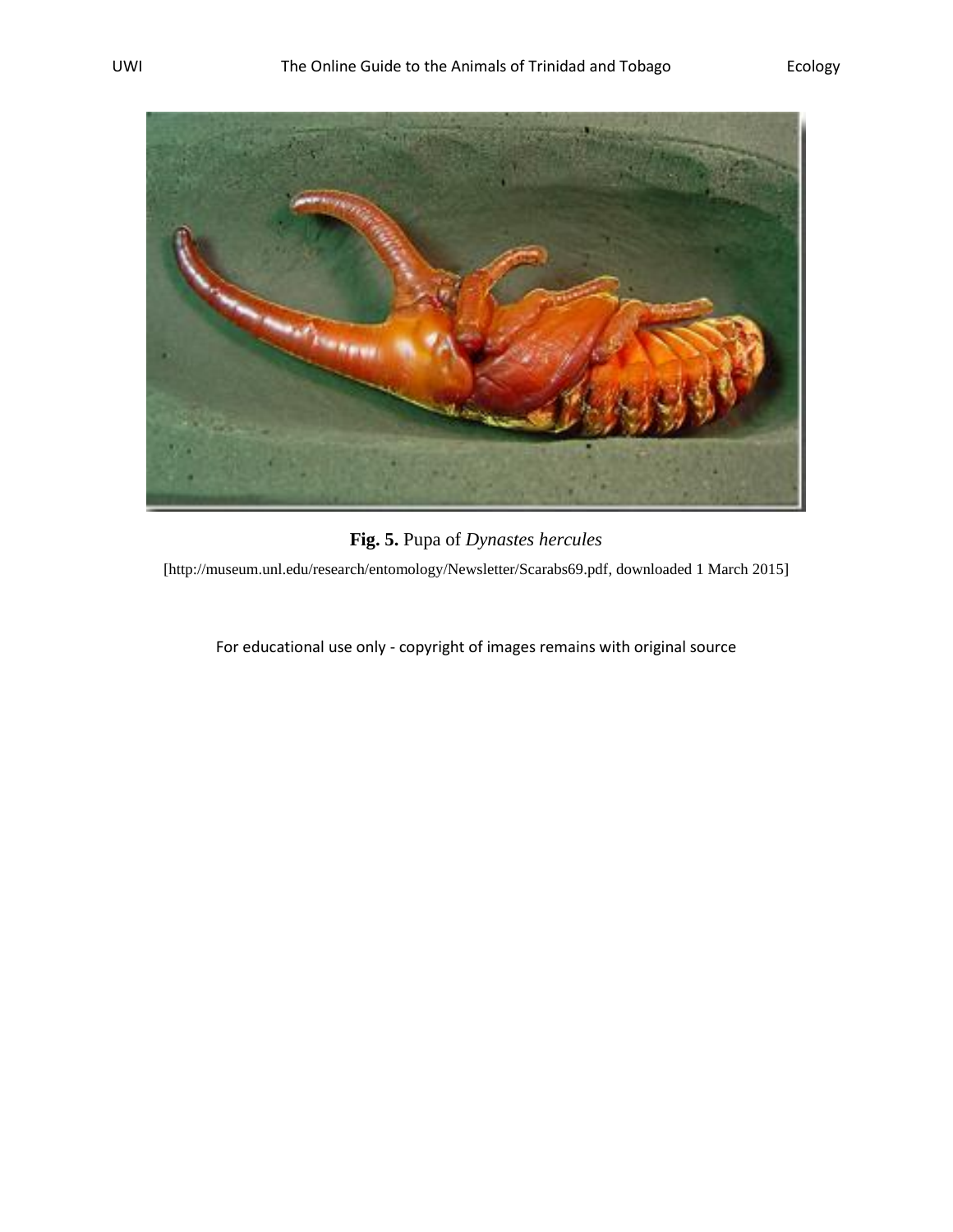**Fig. 5.** Pupa of *Dynastes hercules*

[http://museum.unl.edu/research/entomology/Newsletter/Scarabs69.pdf, downloaded 1 March 2015]

For educational use only - copyright of images remains with original source